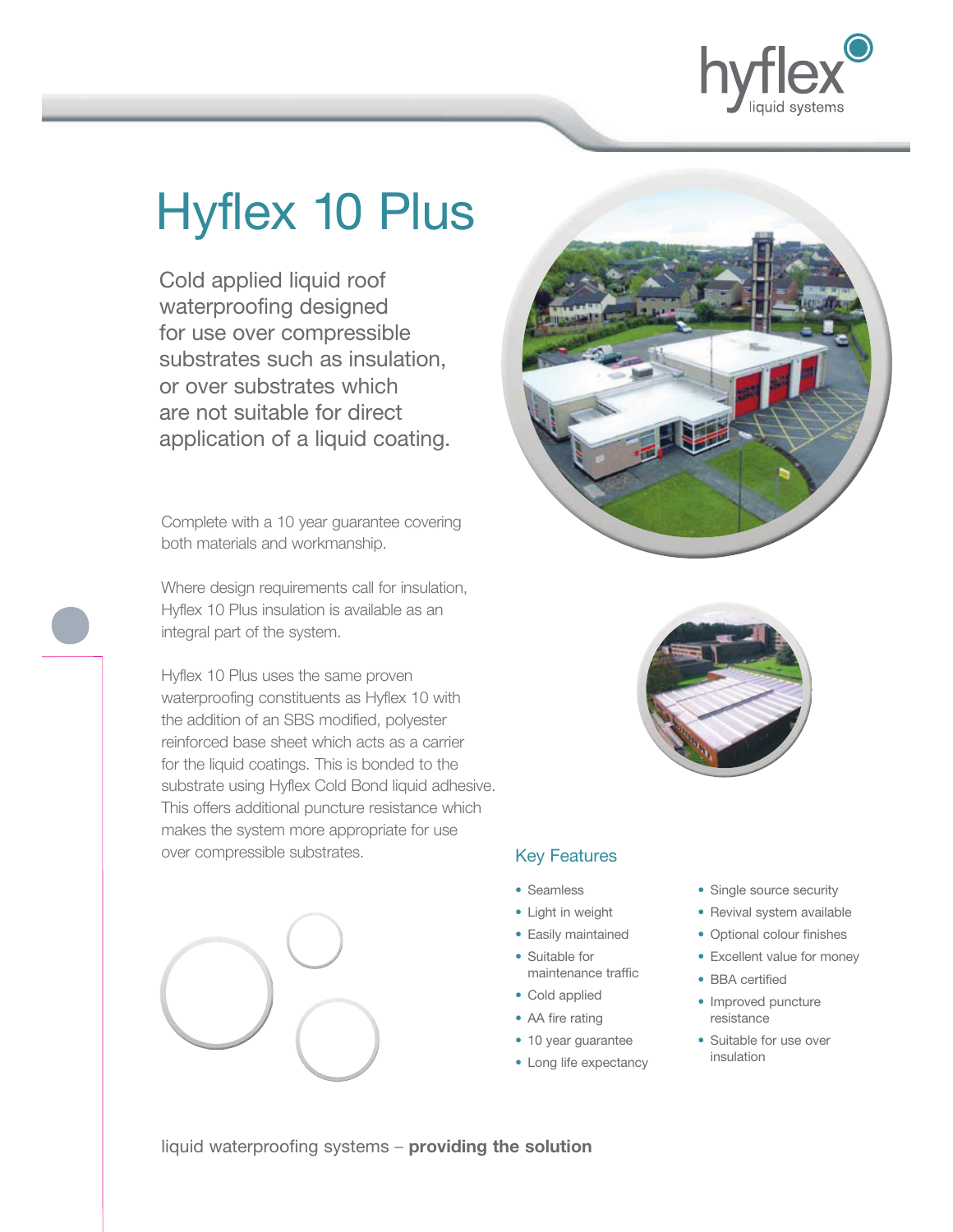# Hyflex 10 Plus

Cold applied liquid roof waterproofing designed for use over compressible substrates such as insulation, or over substrates which are not suitable for direct application of a liquid coating.

Complete with a 10 year guarantee covering both materials and workmanship.

Where design requirements call for insulation, Hyflex 10 Plus insulation is available as an integral part of the system.

Hyflex 10 Plus uses the same proven waterproofing constituents as Hyflex 10 with the addition of an SBS modified, polyester reinforced base sheet which acts as a carrier for the liquid coatings. This is bonded to the substrate using Hyflex Cold Bond liquid adhesive. This offers additional puncture resistance which makes the system more appropriate for use over compressible substrates.

## Key Features

- Seamless
- Light in weight
- Easily maintained
- Suitable for maintenance traffic
- Cold applied
- AA fire rating
- 10 year guarantee
- Long life expectancy
- Single source security
- Revival system available
- Optional colour finishes
- Excellent value for money
- BBA certified
- Improved puncture resistance
- Suitable for use over insulation

liquid waterproofing systems – **providing the solution**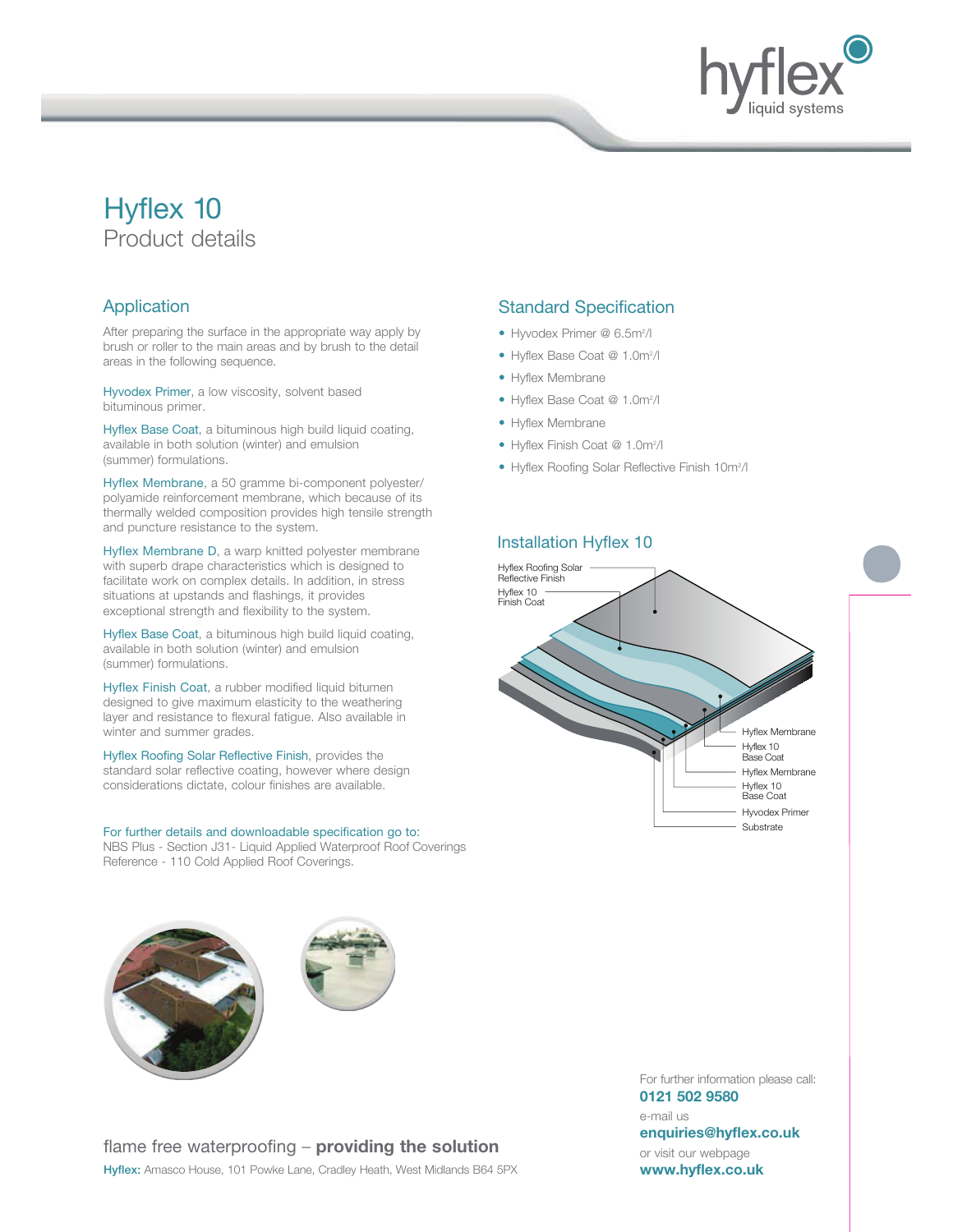# Hyflex 10

## Product details

## Application

After preparing the surface in the appropriate way apply by brush or roller to the main areas and by brush to the detail areas in the following sequence.

Hyvodex Primer, a low viscosity, solvent based bituminous primer.

Hyflex Base Coat, a bituminous high build liquid coating, available in both solution (winter) and emulsion (summer) formulations.

Hyflex Membrane, a 50 gramme bi-component polyester/polyamide reinforcement membrane, which because of its thermally welded composition provides high tensile strength and puncture resistance to the system.

Hyflex Membrane D, a warp knitted polyester membrane with superb drape characteristics which is designed to facilitate work on complex details. In addition, in stress situations at upstands and flashings, it provides exceptional strength and flexibility to the system.

Hyflex Base Coat, a bituminous high build liquid coating, available in both solution (winter) and emulsion (summer) formulations.

Hyflex Finish Coat, a rubber modified liquid bitumen designed to give maximum elasticity to the weathering layer and resistance to flexural fatigue. Also available in winter and summer grades.

Hyflex Roofing Solar Reflective Finish, provides the standard solar reflective coating, however where design considerations dictate, colour finishes are available.

For further details and downloadable specification go to:
NBS Plus - Section J31- Liquid Applied Waterproof Roof Coverings
Reference - 110 Cold Applied Roof Coverings.

## Standard Specification

- Hyvodex Primer @ 6.5m²/l
- Hyflex Base Coat @ 1.0m²/l
- Hyflex Membrane
- Hyflex Base Coat @ 1.0m²/l
- Hyflex Membrane
- Hyflex Finish Coat @ 1.0m²/l
- Hyflex Roofing Solar Reflective Finish 10m²/l

## Installation Hyflex 10

Hyflex Roofing Solar Reflective Finish
Hyflex 10 Finish Coat
Hyflex Membrane
Hyflex 10 Base Coat
Hyflex Membrane
Hyflex 10 Base Coat
Hyvodex Primer
Substrate

flame free waterproofing – **providing the solution**

**Hyflex:** Amasco House, 101 Powke Lane, Cradley Heath, West Midlands B64 5PX

For further information please call:
**0121 502 9580**
e-mail us
**enquiries@hyflex.co.uk**
or visit our webpage
**www.hyflex.co.uk**